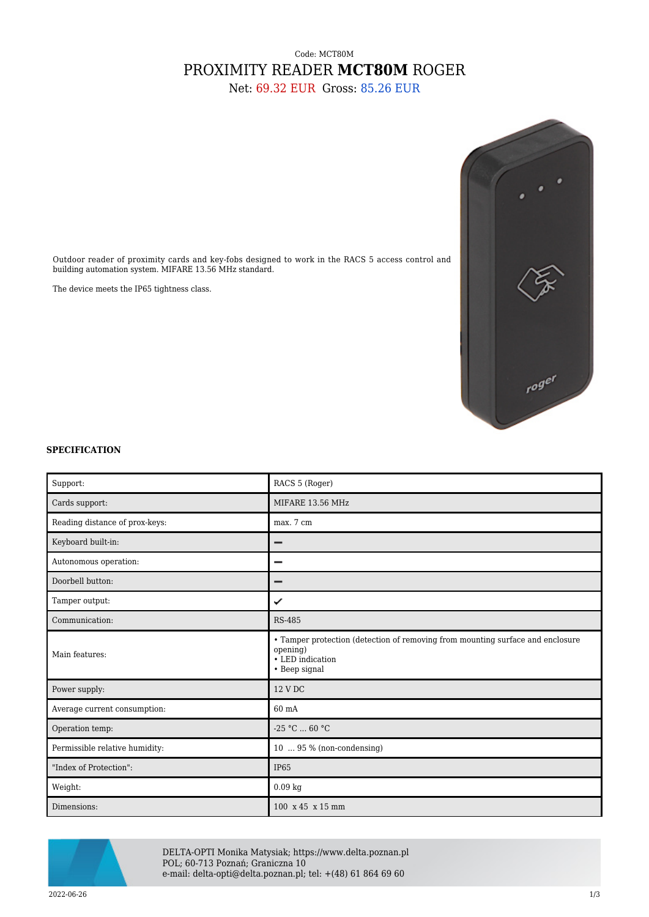Code: MCT80M

# PROXIMITY READER **MCT80M** ROGER

Net: 69.32 EUR Gross: 85.26 EUR

Outdoor reader of proximity cards and key-fobs designed to work in the RACS 5 access control and building automation system. MIFARE 13.56 MHz standard.

The device meets the IP65 tightness class.

## SPECIFICATION

| | |
|---|---|
| Support: | RACS 5 (Roger) |
| Cards support: | MIFARE 13.56 MHz |
| Reading distance of prox-keys: | max. 7 cm |
| Keyboard built-in: | – |
| Autonomous operation: | – |
| Doorbell button: | – |
| Tamper output: | ✔ |
| Communication: | RS-485 |
| Main features: | • Tamper protection (detection of removing from mounting surface and enclosure opening)<br>• LED indication<br>• Beep signal |
| Power supply: | 12 V DC |
| Average current consumption: | 60 mA |
| Operation temp: | -25 °C ... 60 °C |
| Permissible relative humidity: | 10 ... 95 % (non-condensing) |
| "Index of Protection": | IP65 |
| Weight: | 0.09 kg |
| Dimensions: | 100 x 45 x 15 mm |

DELTA-OPTI Monika Matysiak; https://www.delta.poznan.pl
POL; 60-713 Poznań; Graniczna 10
e-mail: delta-opti@delta.poznan.pl; tel: +(48) 61 864 69 60

2022-06-26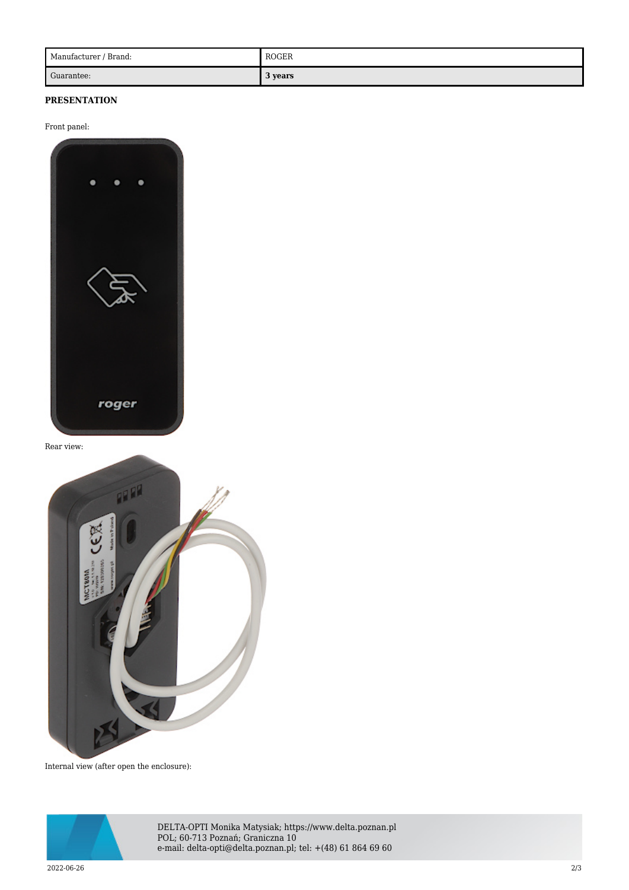| Manufacturer / Brand: | ROGER |
| --- | --- |
| Guarantee: | **3 years** |

**PRESENTATION**

Front panel:

Rear view:

Internal view (after open the enclosure):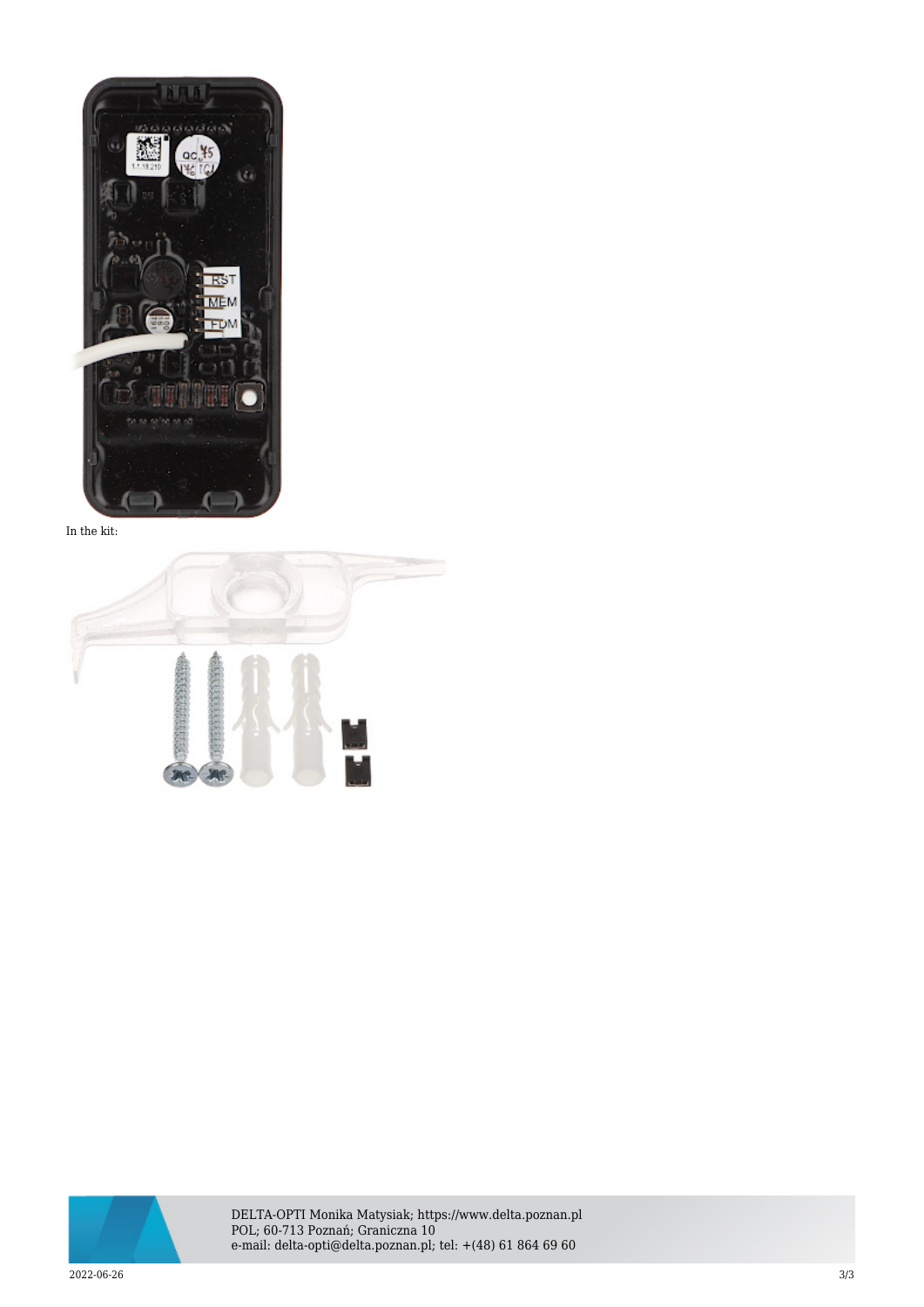In the kit: